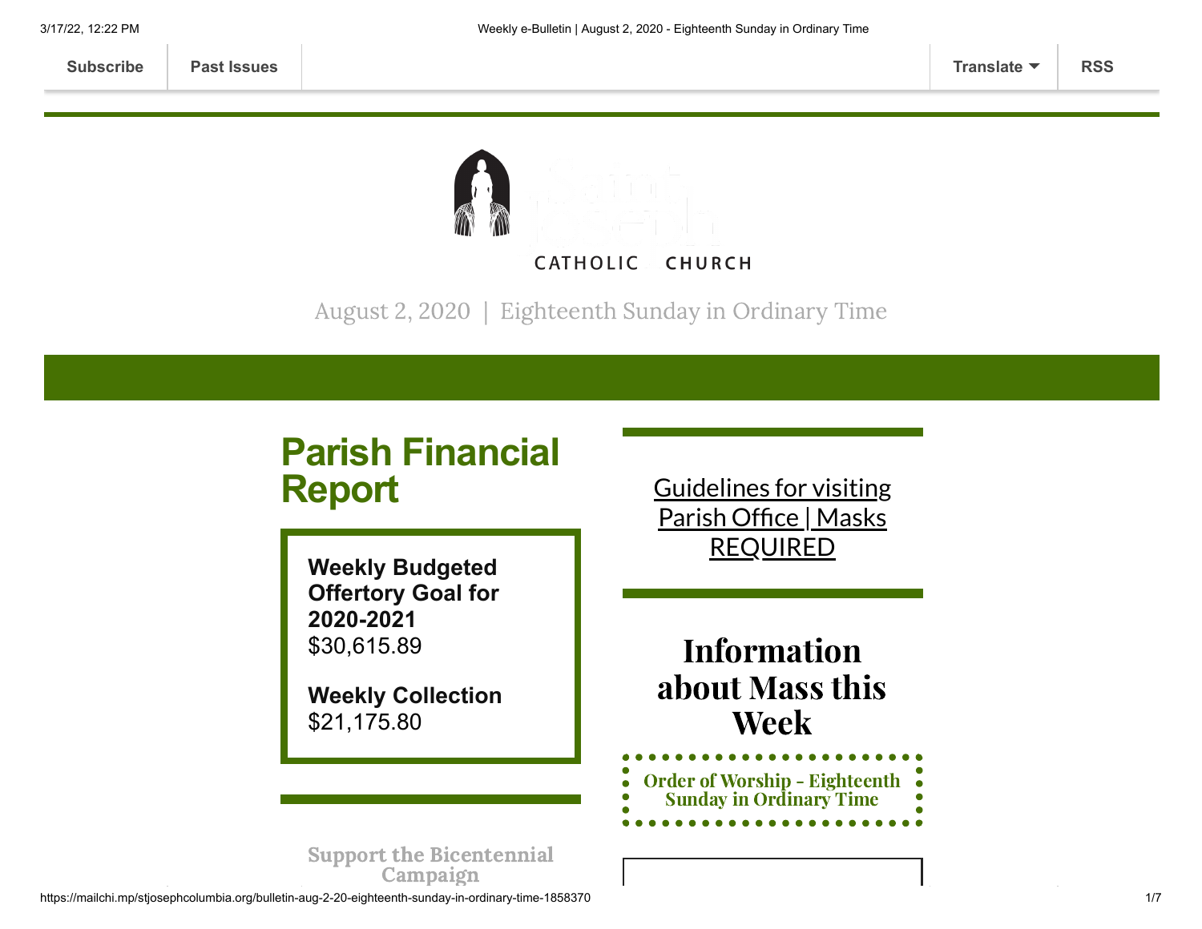Subscribe | Past Issues | Translate | RSS

CATHOLIC CHURCH

August 2, 2020 | Eighteenth Sunday in Ordinary Time

## Parish Financial Report

**Weekly Budgeted Offertory Goal for 2020-2021**
$30,615.89

**Weekly Collection**
$21,175.80

Support the Bicentennial Campaign

Guidelines for visiting Parish Office | Masks REQUIRED

## Information about Mass this Week

Order of Worship - Eighteenth Sunday in Ordinary Time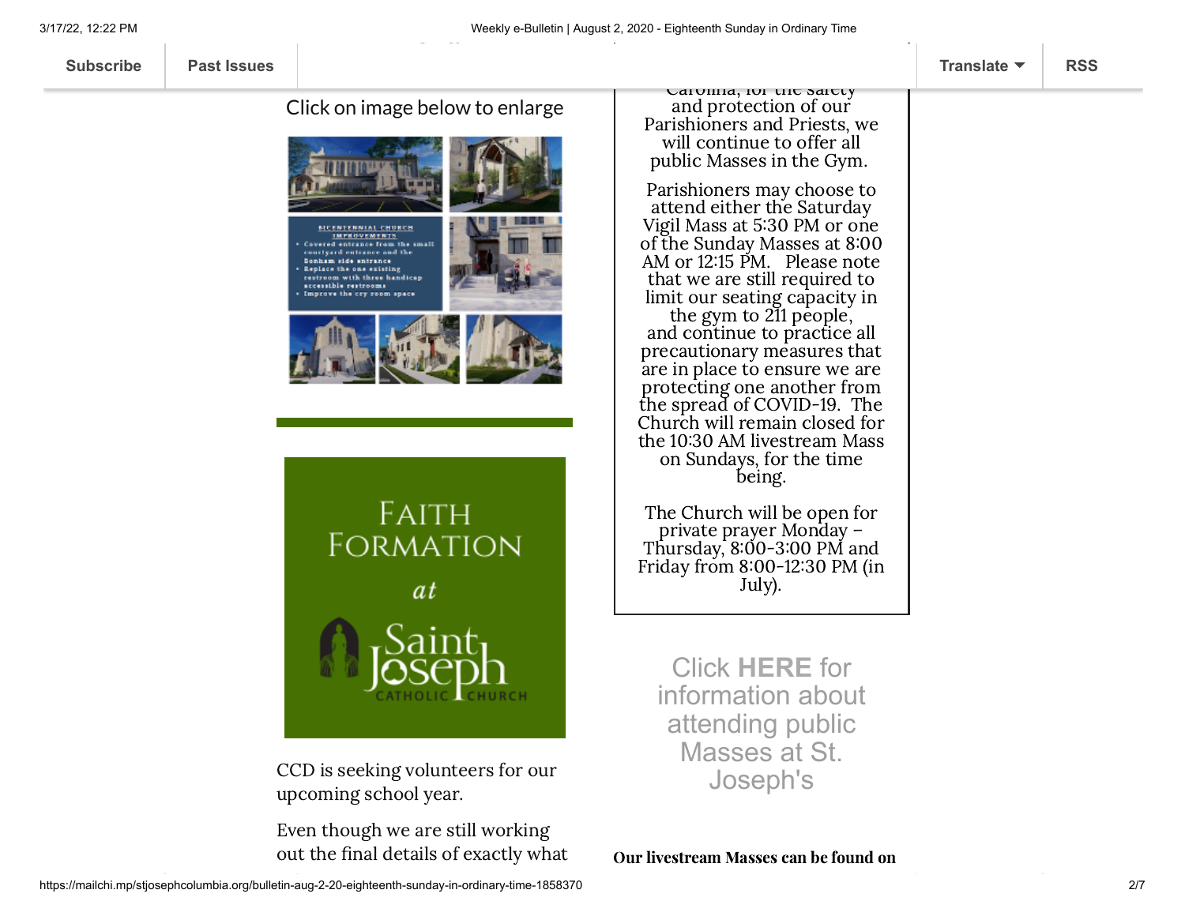Click on image below to enlarge

BICENTENNIAL CHURCH IMPROVEMENTS

- Covered entrance from the small courtyard entrance and the Donham side entrance
- Replace the one existing restroom with three handicap accessible restrooms
- Improve the cry room space

FAITH FORMATION at Saint Joseph CATHOLIC CHURCH

CCD is seeking volunteers for our upcoming school year.

Even though we are still working out the final details of exactly what

Carolina, for the safety and protection of our Parishioners and Priests, we will continue to offer all public Masses in the Gym.

Parishioners may choose to attend either the Saturday Vigil Mass at 5:30 PM or one of the Sunday Masses at 8:00 AM or 12:15 PM. Please note that we are still required to limit our seating capacity in the gym to 211 people, and continue to practice all precautionary measures that are in place to ensure we are protecting one another from the spread of COVID-19. The Church will remain closed for the 10:30 AM livestream Mass on Sundays, for the time being.

The Church will be open for private prayer Monday – Thursday, 8:00-3:00 PM and Friday from 8:00-12:30 PM (in July).

Click **HERE** for information about attending public Masses at St. Joseph's

**Our livestream Masses can be found on**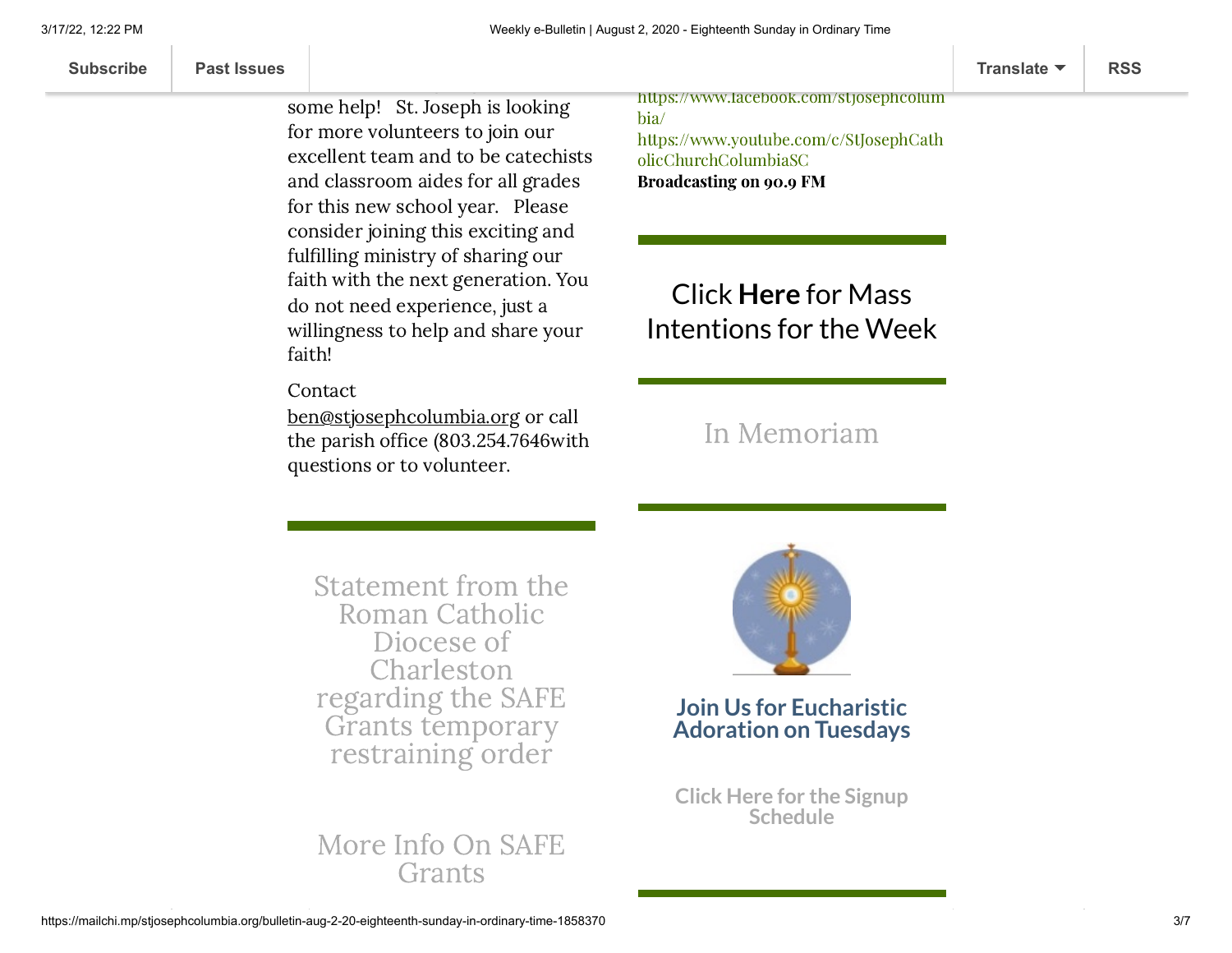some help! St. Joseph is looking for more volunteers to join our excellent team and to be catechists and classroom aides for all grades for this new school year. Please consider joining this exciting and fulfilling ministry of sharing our faith with the next generation. You do not need experience, just a willingness to help and share your faith!

Contact ben@stjosephcolumbia.org or call the parish office (803.254.7646with questions or to volunteer.

## Statement from the Roman Catholic Diocese of Charleston regarding the SAFE Grants temporary restraining order

## More Info On SAFE Grants

https://www.facebook.com/stjosephcolumbia/
https://www.youtube.com/c/StJosephCatholicChurchColumbiaSC
**Broadcasting on 90.9 FM**

## Click **Here** for Mass Intentions for the Week

## In Memoriam

## Join Us for Eucharistic Adoration on Tuesdays

**Click Here for the Signup Schedule**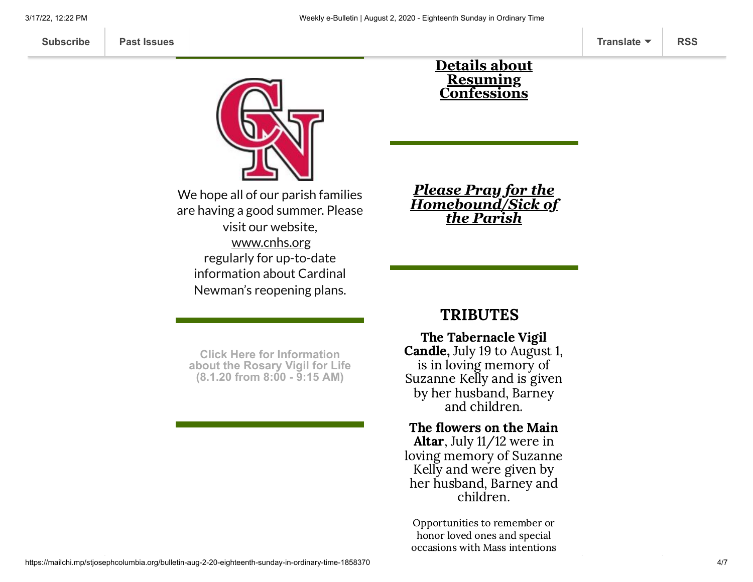We hope all of our parish families are having a good summer. Please visit our website, www.cnhs.org regularly for up-to-date information about Cardinal Newman's reopening plans.

**Click Here for Information about the Rosary Vigil for Life (8.1.20 from 8:00 - 9:15 AM)**

**Details about Resuming Confessions**

***Please Pray for the Homebound/Sick of the Parish***

## TRIBUTES

**The Tabernacle Vigil Candle**, July 19 to August 1, is in loving memory of Suzanne Kelly and is given by her husband, Barney and children.

**The flowers on the Main Altar**, July 11/12 were in loving memory of Suzanne Kelly and were given by her husband, Barney and children.

Opportunities to remember or honor loved ones and special occasions with Mass intentions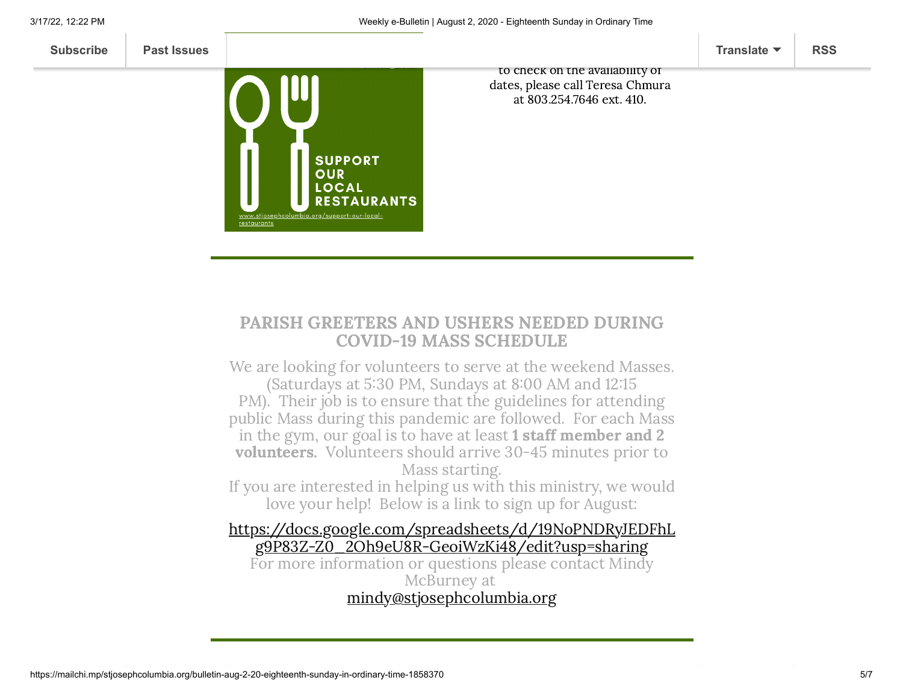to check on the availability of dates, please call Teresa Chmura at 803.254.7646 ext. 410.

SUPPORT OUR LOCAL RESTAURANTS

www.stjosephcolumbia.org/support-our-local-restaurants

---

## PARISH GREETERS AND USHERS NEEDED DURING COVID-19 MASS SCHEDULE

We are looking for volunteers to serve at the weekend Masses. (Saturdays at 5:30 PM, Sundays at 8:00 AM and 12:15 PM). Their job is to ensure that the guidelines for attending public Mass during this pandemic are followed. For each Mass in the gym, our goal is to have at least **1 staff member and 2 volunteers.** Volunteers should arrive 30-45 minutes prior to Mass starting.

If you are interested in helping us with this ministry, we would love your help! Below is a link to sign up for August:

https://docs.google.com/spreadsheets/d/19NoPNDRyJEDFhLg9P83Z-Z0_2Oh9eU8R-GeoiWzKi48/edit?usp=sharing

For more information or questions please contact Mindy McBurney at mindy@stjosephcolumbia.org

---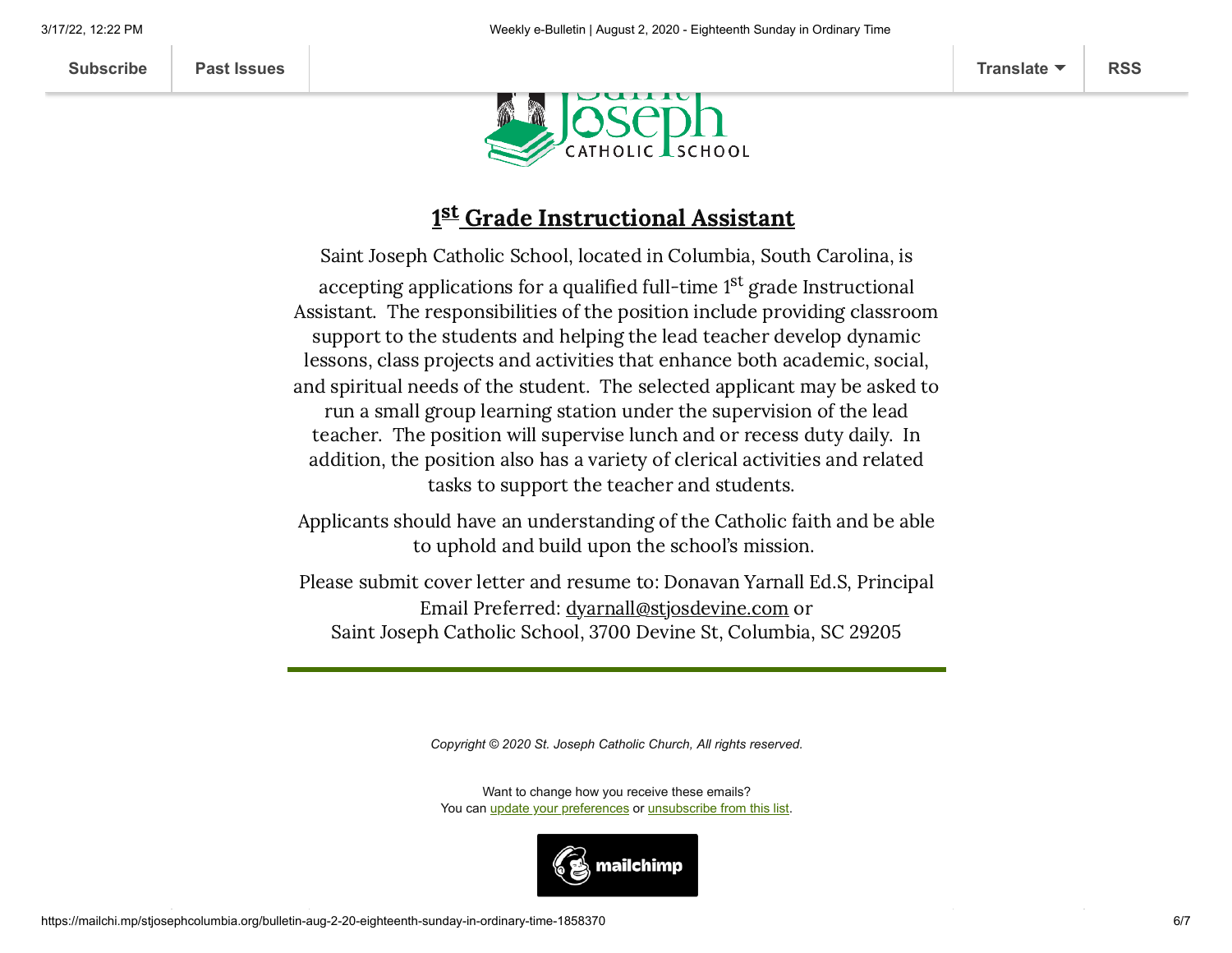Subscribe | Past Issues | Translate | RSS

Saint Joseph CATHOLIC SCHOOL

## 1st Grade Instructional Assistant

Saint Joseph Catholic School, located in Columbia, South Carolina, is accepting applications for a qualified full-time 1st grade Instructional Assistant. The responsibilities of the position include providing classroom support to the students and helping the lead teacher develop dynamic lessons, class projects and activities that enhance both academic, social, and spiritual needs of the student. The selected applicant may be asked to run a small group learning station under the supervision of the lead teacher. The position will supervise lunch and or recess duty daily. In addition, the position also has a variety of clerical activities and related tasks to support the teacher and students.

Applicants should have an understanding of the Catholic faith and be able to uphold and build upon the school's mission.

Please submit cover letter and resume to: Donavan Yarnall Ed.S, Principal
Email Preferred: dyarnall@stjosdevine.com or
Saint Joseph Catholic School, 3700 Devine St, Columbia, SC 29205

---

*Copyright © 2020 St. Joseph Catholic Church, All rights reserved.*

Want to change how you receive these emails?
You can update your preferences or unsubscribe from this list.

mailchimp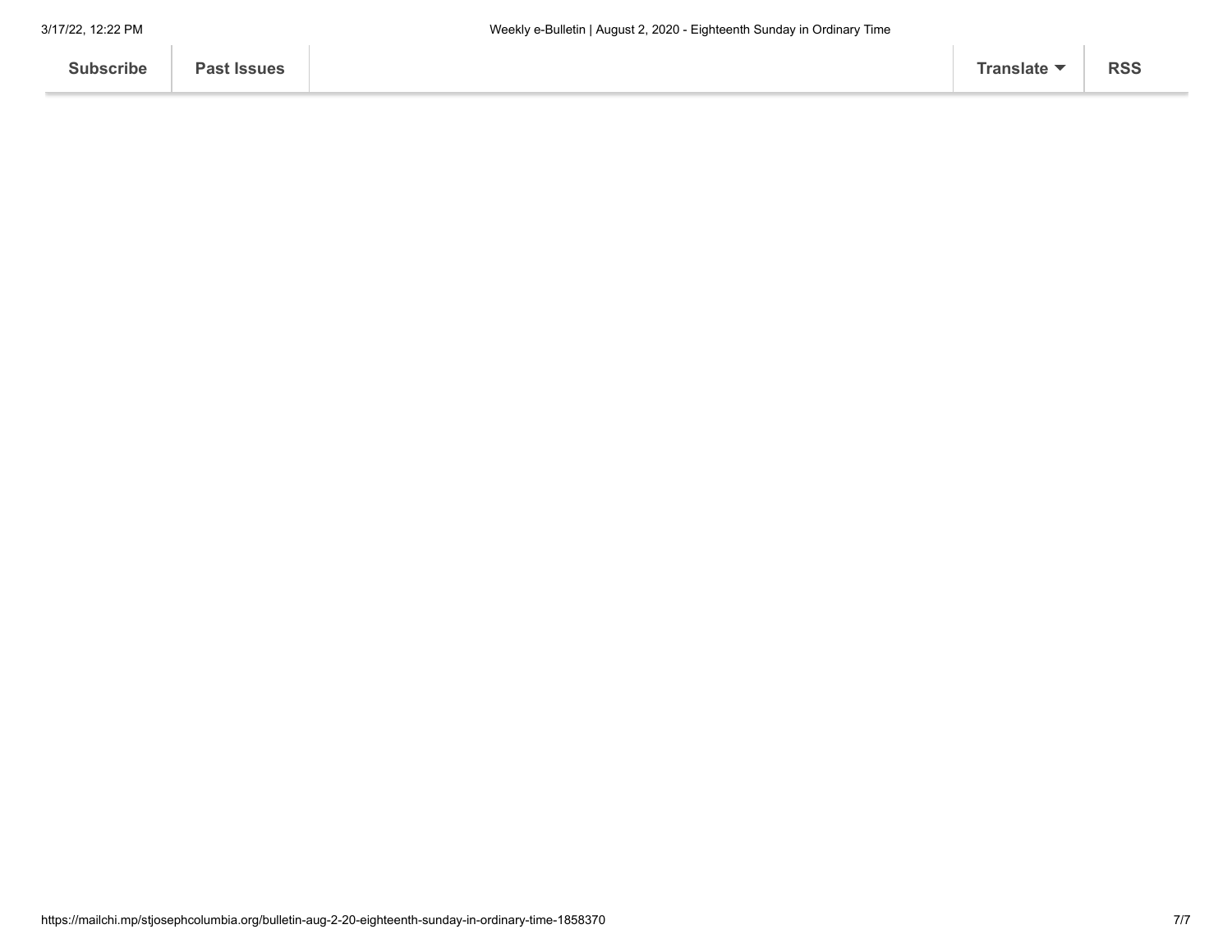Subscribe | Past Issues | Translate ▼ | RSS